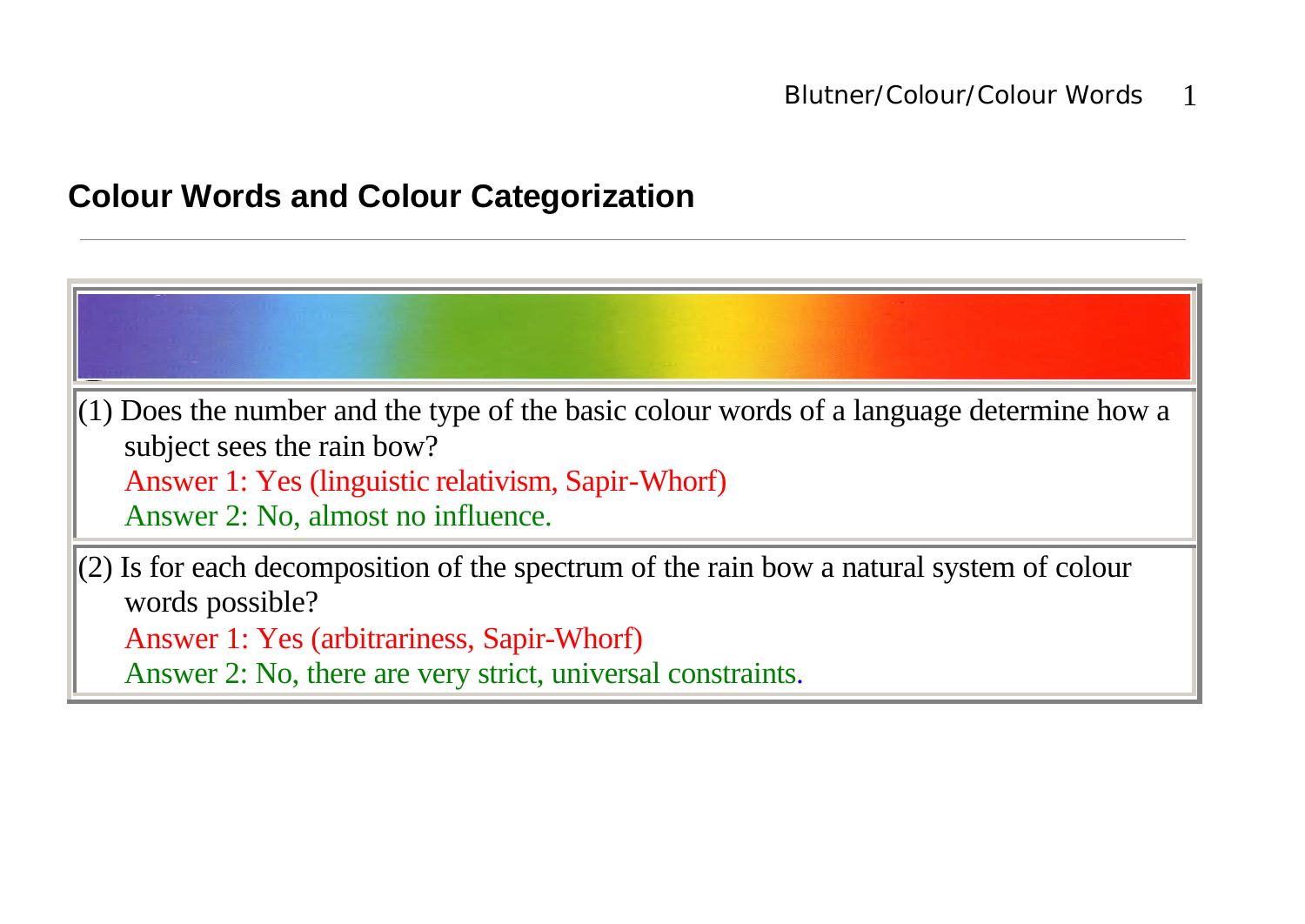# Colour Words and Colour Categorization

(1) Does the number and the type of the basic colour words of a language determine how a subject sees the rain bow?

Answer 1: Yes (linguistic relativism, Sapir-Whorf)

Answer 2: No, almost no influence.

(2) Is for each decomposition of the spectrum of the rain bow a natural system of colour words possible?

Answer 1: Yes (arbitrariness, Sapir-Whorf)

Answer 2: No, there are very strict, universal constraints.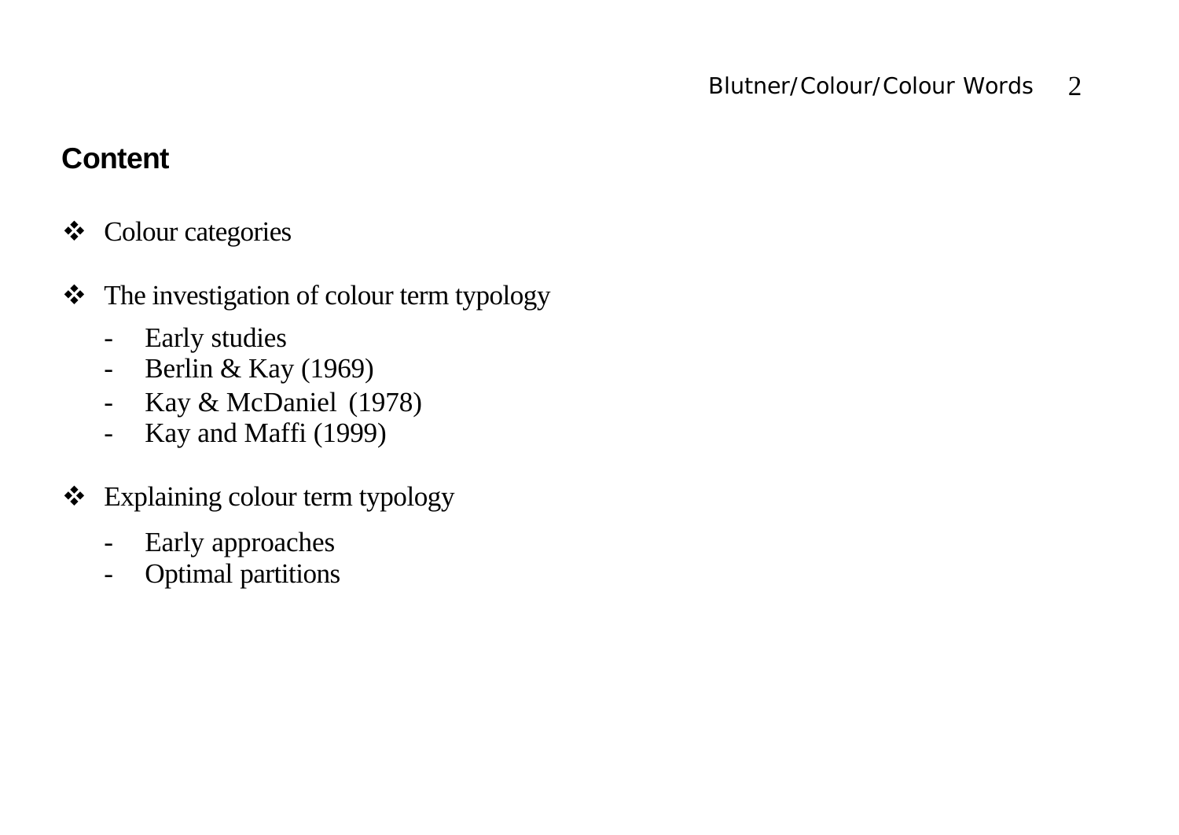## Content

- Colour categories

- The investigation of colour term typology
  - Early studies
  - Berlin & Kay (1969)
  - Kay & McDaniel (1978)
  - Kay and Maffi (1999)

- Explaining colour term typology
  - Early approaches
  - Optimal partitions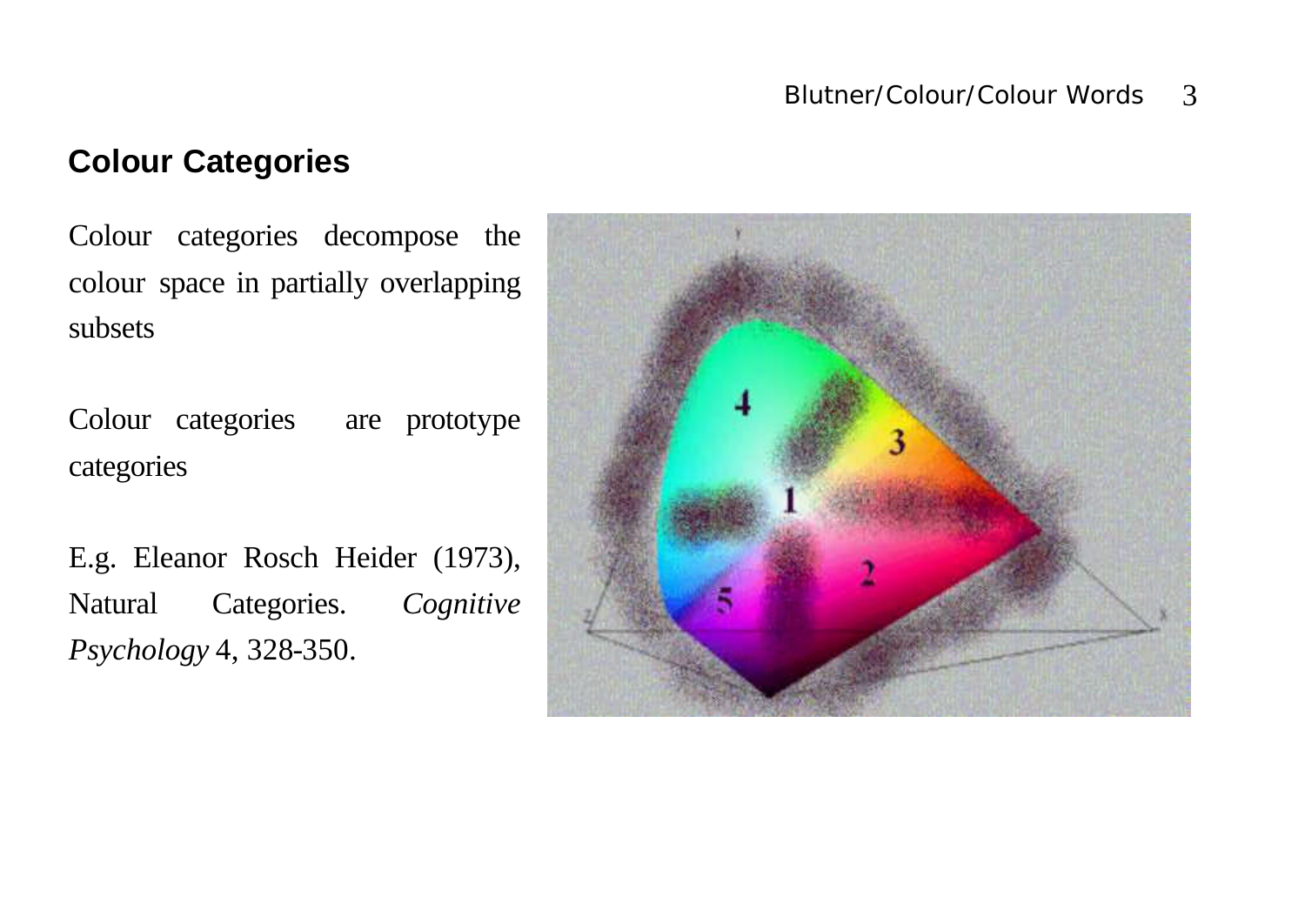## Colour Categories

Colour categories decompose the colour space in partially overlapping subsets

Colour categories are prototype categories

E.g. Eleanor Rosch Heider (1973), Natural Categories. *Cognitive Psychology* 4, 328-350.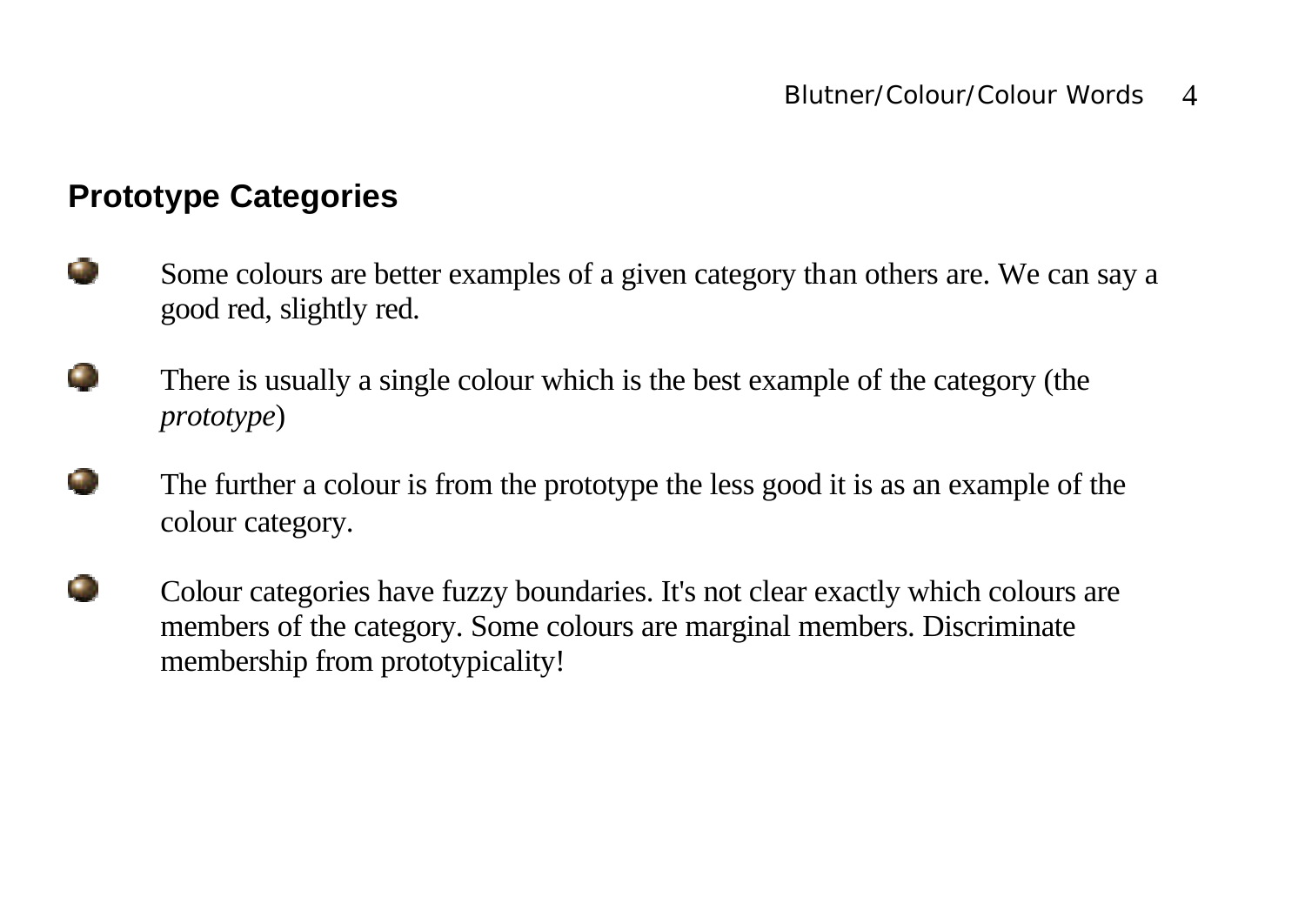## Prototype Categories

- Some colours are better examples of a given category than others are. We can say a good red, slightly red.
- There is usually a single colour which is the best example of the category (the *prototype*)
- The further a colour is from the prototype the less good it is as an example of the colour category.
- Colour categories have fuzzy boundaries. It's not clear exactly which colours are members of the category. Some colours are marginal members. Discriminate membership from prototypicality!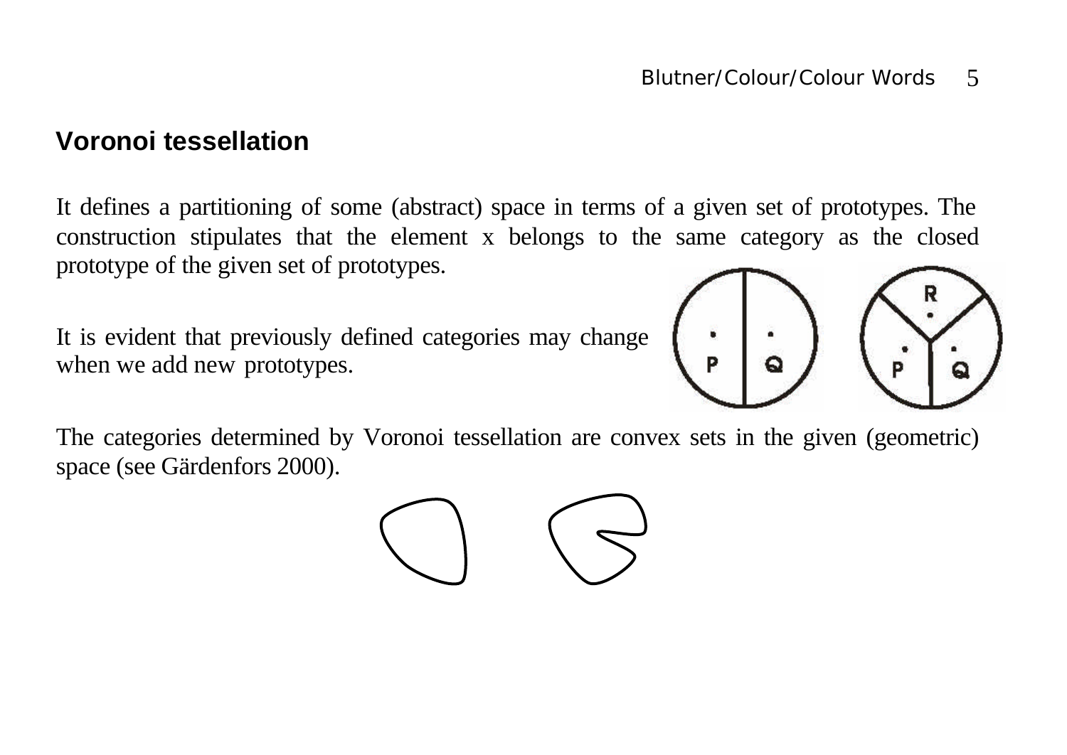## Voronoi tessellation

It defines a partitioning of some (abstract) space in terms of a given set of prototypes. The construction stipulates that the element x belongs to the same category as the closed prototype of the given set of prototypes.

It is evident that previously defined categories may change when we add new prototypes.

The categories determined by Voronoi tessellation are convex sets in the given (geometric) space (see Gärdenfors 2000).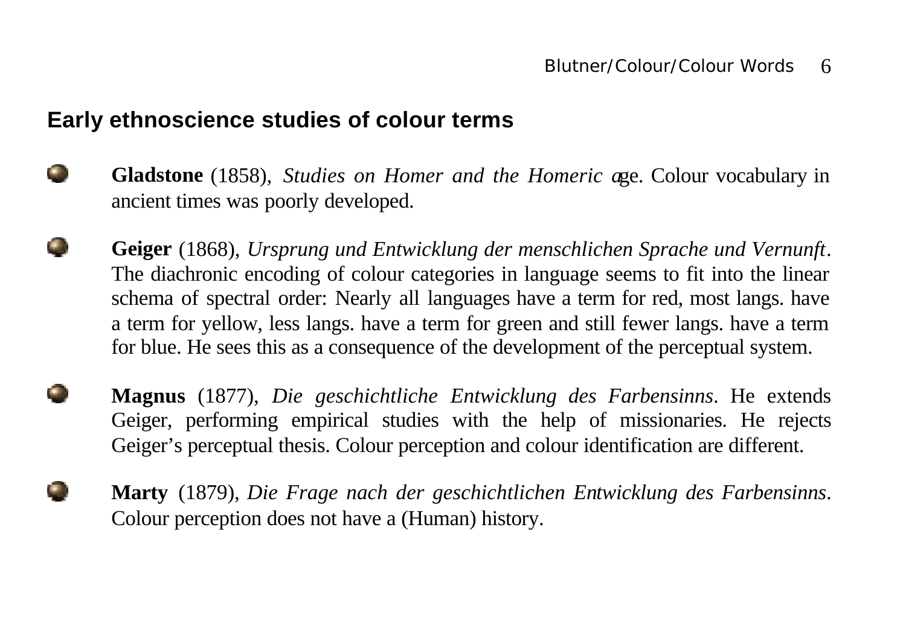## Early ethnoscience studies of colour terms

- **Gladstone** (1858), *Studies on Homer and the Homeric age*. Colour vocabulary in ancient times was poorly developed.

- **Geiger** (1868), *Ursprung und Entwicklung der menschlichen Sprache und Vernunft*. The diachronic encoding of colour categories in language seems to fit into the linear schema of spectral order: Nearly all languages have a term for red, most langs. have a term for yellow, less langs. have a term for green and still fewer langs. have a term for blue. He sees this as a consequence of the development of the perceptual system.

- **Magnus** (1877), *Die geschichtliche Entwicklung des Farbensinns*. He extends Geiger, performing empirical studies with the help of missionaries. He rejects Geiger's perceptual thesis. Colour perception and colour identification are different.

- **Marty** (1879), *Die Frage nach der geschichtlichen Entwicklung des Farbensinns*. Colour perception does not have a (Human) history.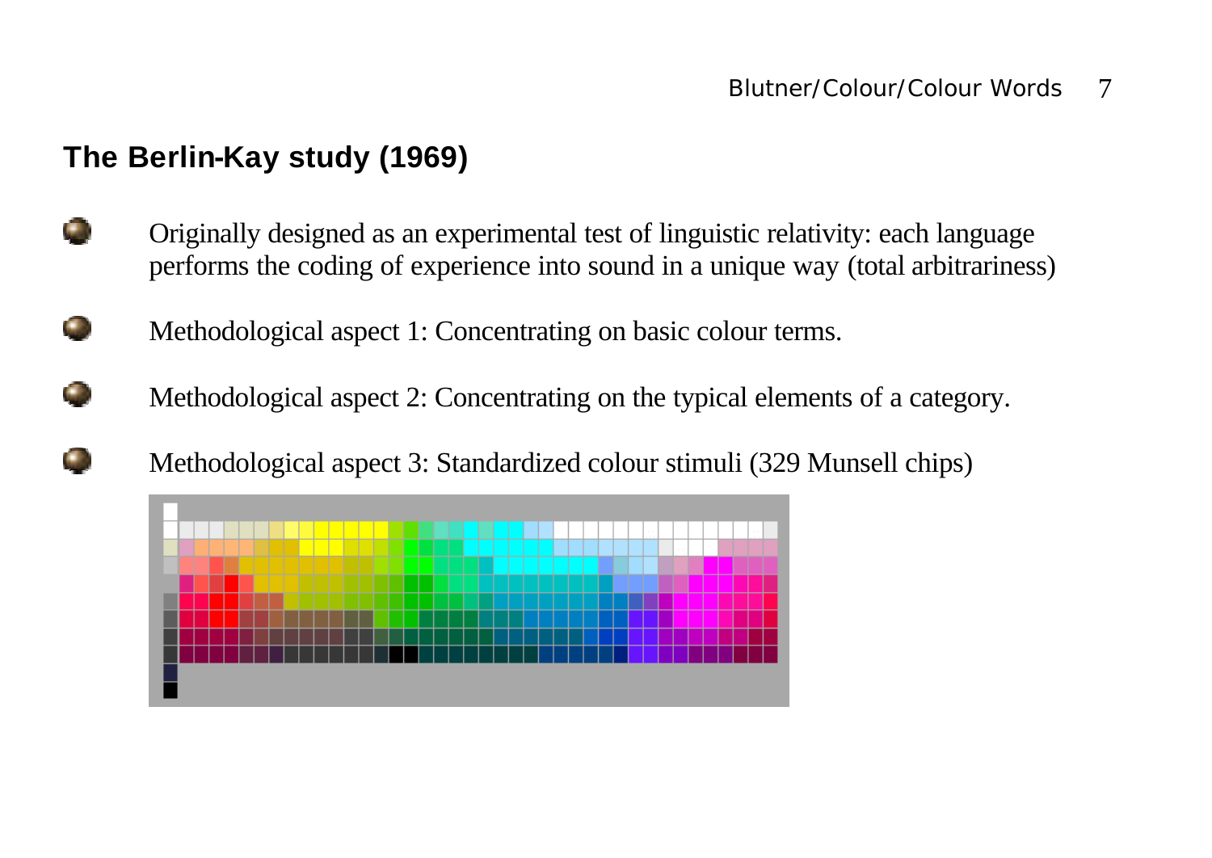## The Berlin-Kay study (1969)

- Originally designed as an experimental test of linguistic relativity: each language performs the coding of experience into sound in a unique way (total arbitrariness)
- Methodological aspect 1: Concentrating on basic colour terms.
- Methodological aspect 2: Concentrating on the typical elements of a category.
- Methodological aspect 3: Standardized colour stimuli (329 Munsell chips)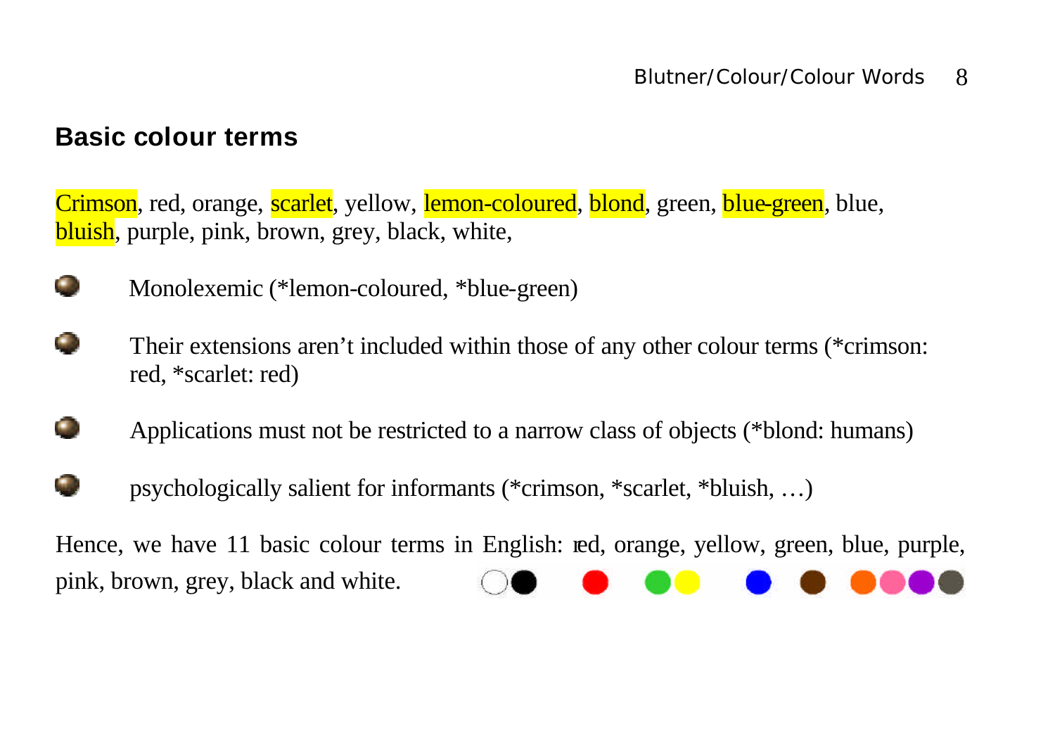## Basic colour terms

Crimson, red, orange, scarlet, yellow, lemon-coloured, blond, green, blue-green, blue, bluish, purple, pink, brown, grey, black, white,

- Monolexemic (*lemon-coloured, *blue-green)
- Their extensions aren't included within those of any other colour terms (*crimson: red, *scarlet: red)
- Applications must not be restricted to a narrow class of objects (*blond: humans)
- psychologically salient for informants (*crimson, *scarlet, *bluish, …)

Hence, we have 11 basic colour terms in English: red, orange, yellow, green, blue, purple, pink, brown, grey, black and white.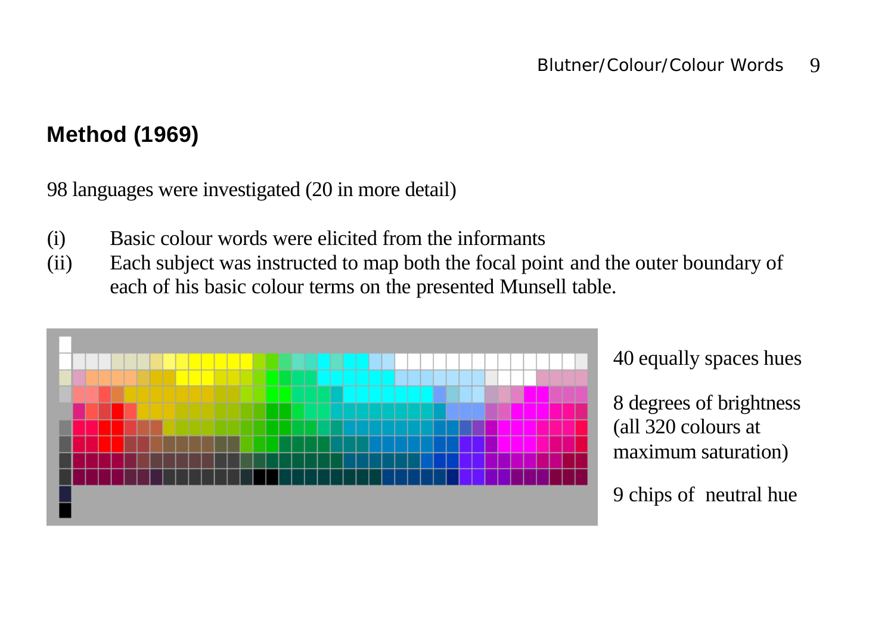## Method (1969)

98 languages were investigated (20 in more detail)

(i) Basic colour words were elicited from the informants
(ii) Each subject was instructed to map both the focal point and the outer boundary of each of his basic colour terms on the presented Munsell table.

40 equally spaces hues

8 degrees of brightness (all 320 colours at maximum saturation)

9 chips of neutral hue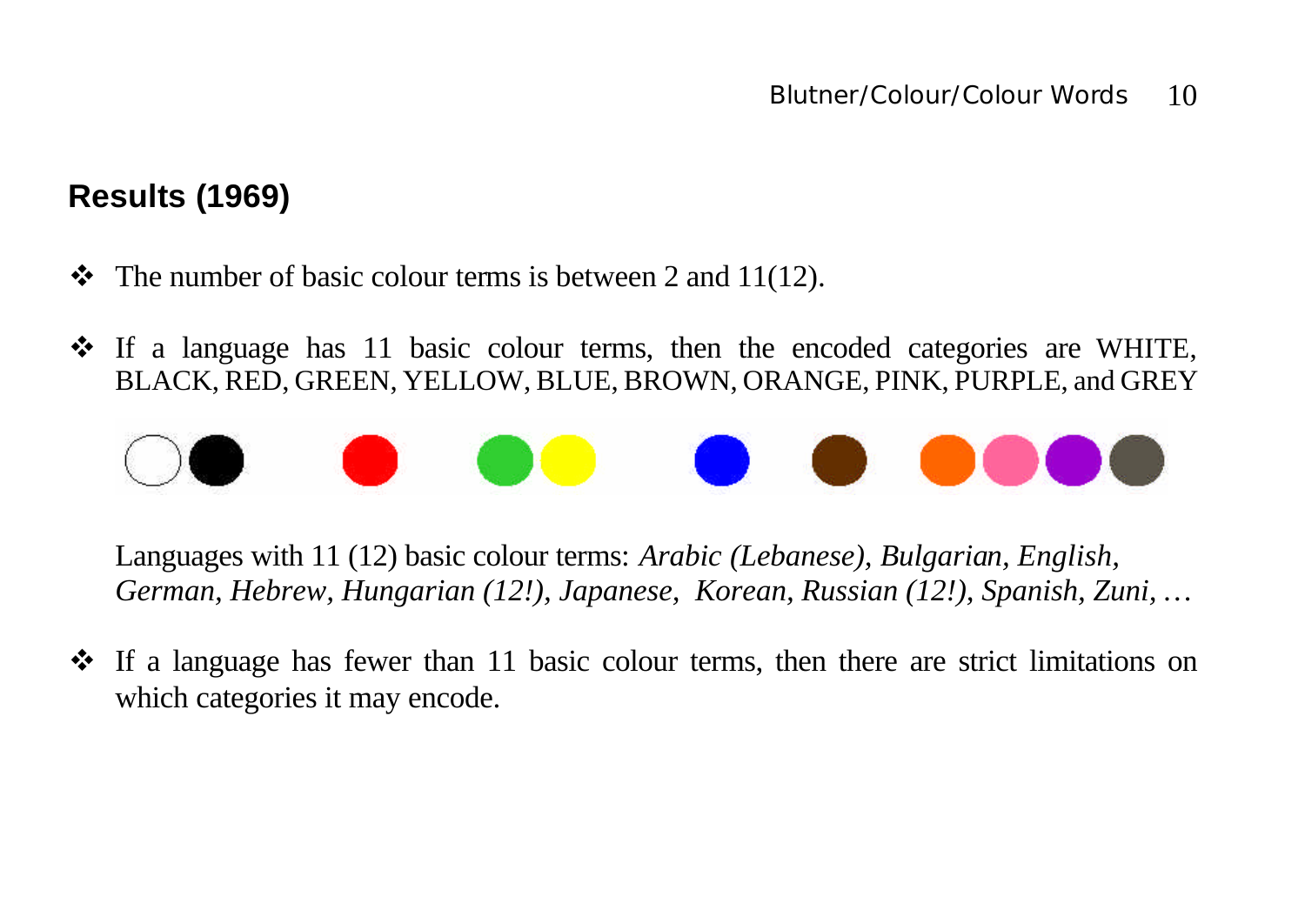## Results (1969)

- The number of basic colour terms is between 2 and 11(12).
- If a language has 11 basic colour terms, then the encoded categories are WHITE, BLACK, RED, GREEN, YELLOW, BLUE, BROWN, ORANGE, PINK, PURPLE, and GREY

  Languages with 11 (12) basic colour terms: *Arabic (Lebanese), Bulgarian, English, German, Hebrew, Hungarian (12!), Japanese, Korean, Russian (12!), Spanish, Zuni, …*

- If a language has fewer than 11 basic colour terms, then there are strict limitations on which categories it may encode.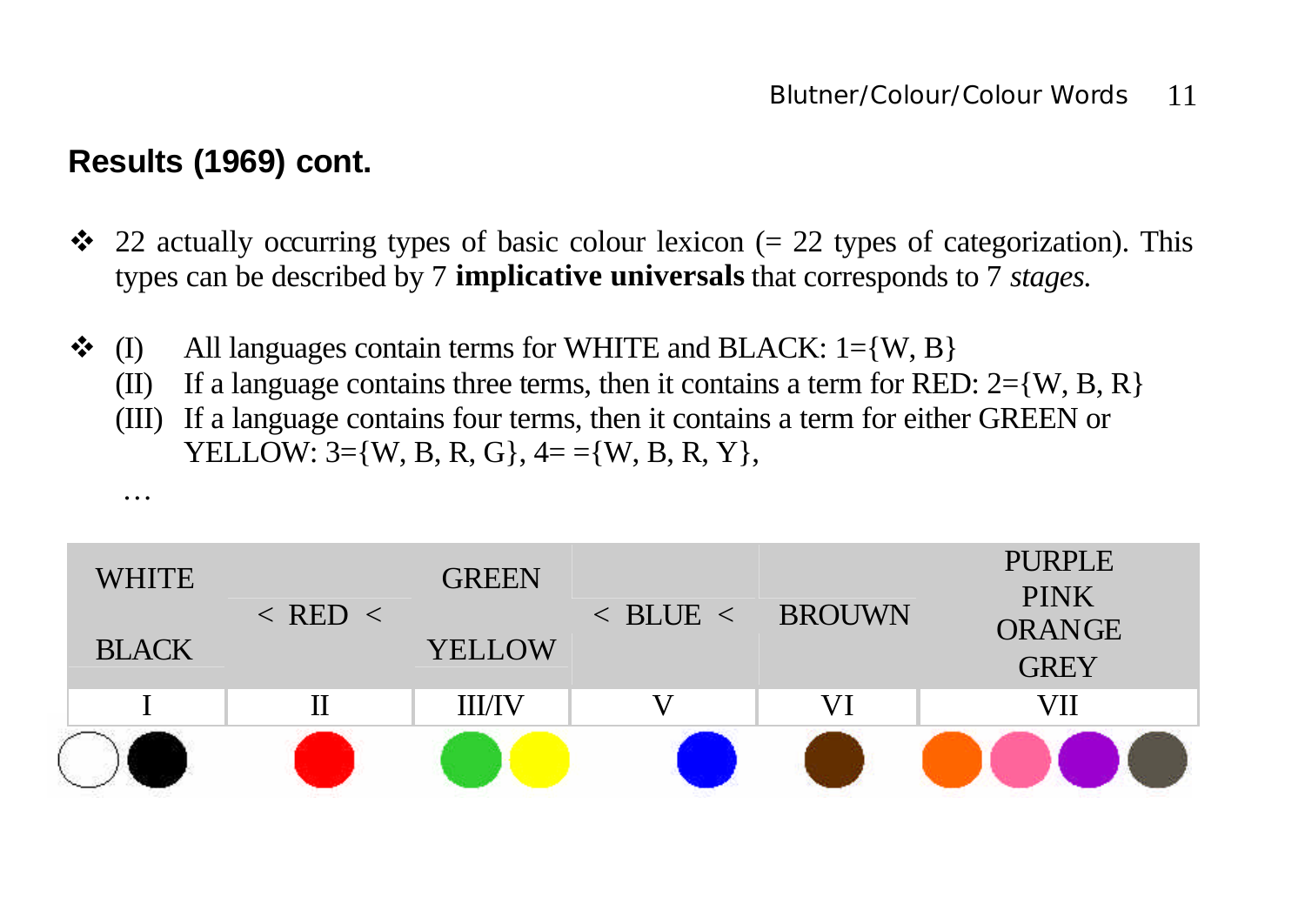## Results (1969) cont.

- 22 actually occurring types of basic colour lexicon (= 22 types of categorization). This types can be described by 7 **implicative universals** that corresponds to 7 *stages*.

- (I) All languages contain terms for WHITE and BLACK: 1={W, B}
  (II) If a language contains three terms, then it contains a term for RED: 2={W, B, R}
  (III) If a language contains four terms, then it contains a term for either GREEN or YELLOW: 3={W, B, R, G}, 4= ={W, B, R, Y},

  …

| WHITE BLACK | < RED < | GREEN YELLOW | < BLUE < | BROUWN | PURPLE PINK ORANGE GREY |
|---|---|---|---|---|---|
| I | II | III/IV | V | VI | VII |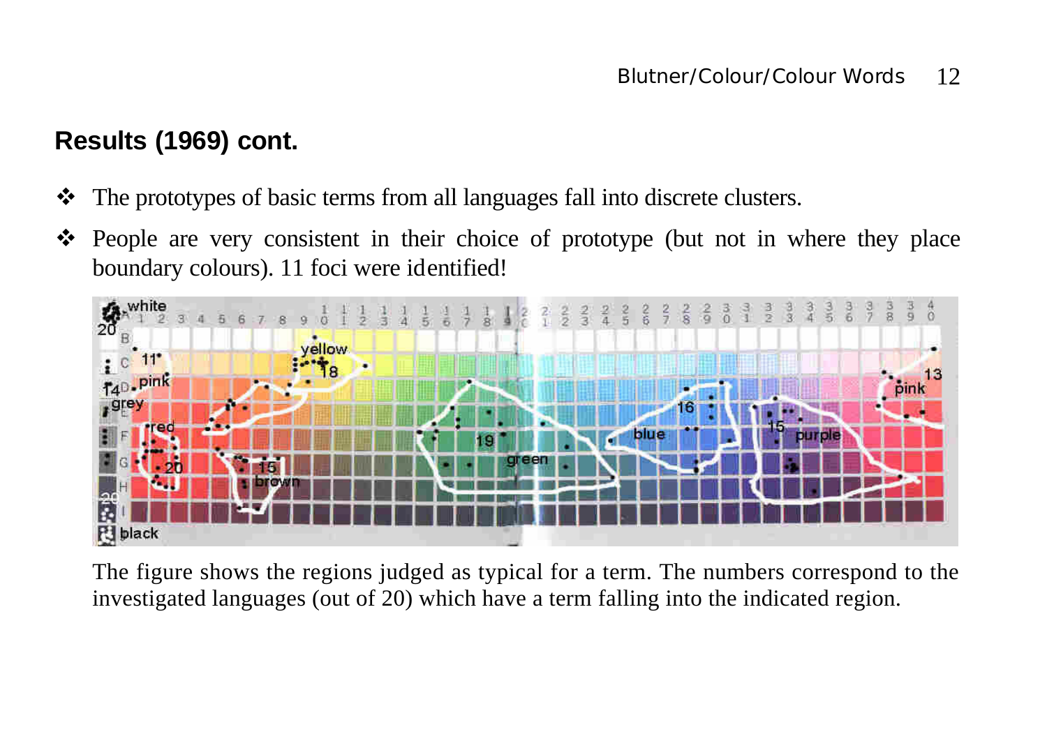## Results (1969) cont.

- The prototypes of basic terms from all languages fall into discrete clusters.
- People are very consistent in their choice of prototype (but not in where they place boundary colours). 11 foci were identified!

The figure shows the regions judged as typical for a term. The numbers correspond to the investigated languages (out of 20) which have a term falling into the indicated region.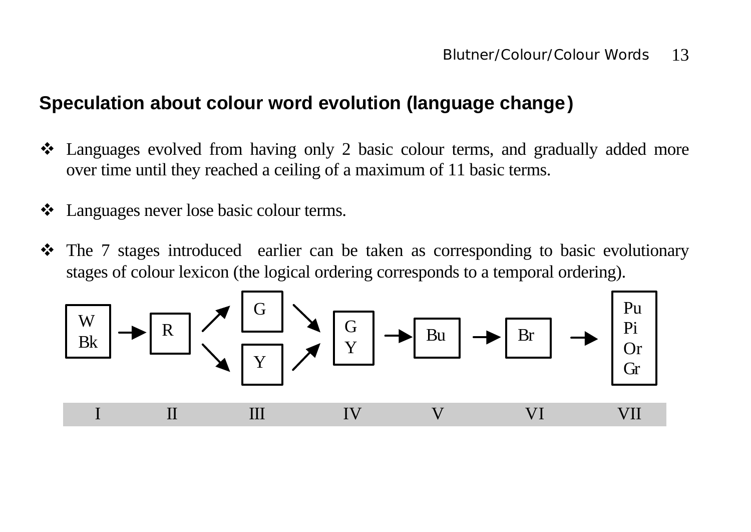## Speculation about colour word evolution (language change)

- Languages evolved from having only 2 basic colour terms, and gradually added more over time until they reached a ceiling of a maximum of 11 basic terms.

- Languages never lose basic colour terms.

- The 7 stages introduced earlier can be taken as corresponding to basic evolutionary stages of colour lexicon (the logical ordering corresponds to a temporal ordering).

| I | II | III | IV | V | VI | VII |
|---|---|---|---|---|---|---|
| W, Bk | R | G / Y | G, Y | Bu | Br | Pu, Pi, Or, Gr |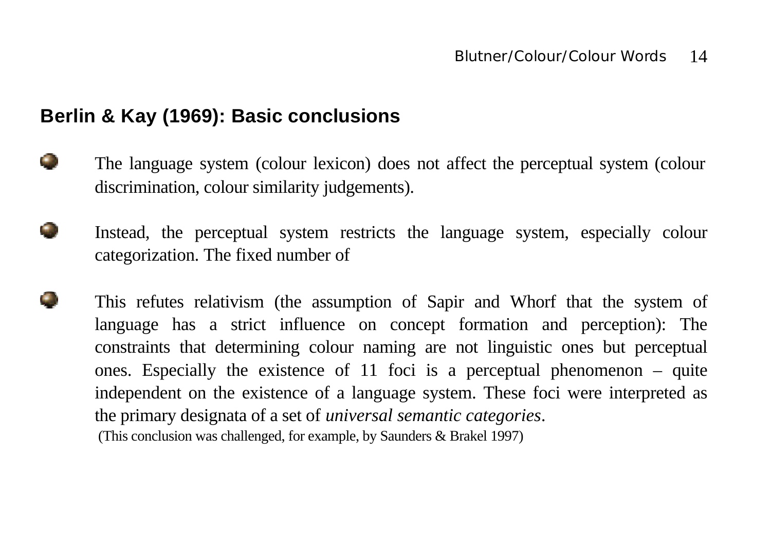## Berlin & Kay (1969): Basic conclusions

- The language system (colour lexicon) does not affect the perceptual system (colour discrimination, colour similarity judgements).

- Instead, the perceptual system restricts the language system, especially colour categorization. The fixed number of

- This refutes relativism (the assumption of Sapir and Whorf that the system of language has a strict influence on concept formation and perception): The constraints that determining colour naming are not linguistic ones but perceptual ones. Especially the existence of 11 foci is a perceptual phenomenon – quite independent on the existence of a language system. These foci were interpreted as the primary designata of a set of *universal semantic categories*.
  (This conclusion was challenged, for example, by Saunders & Brakel 1997)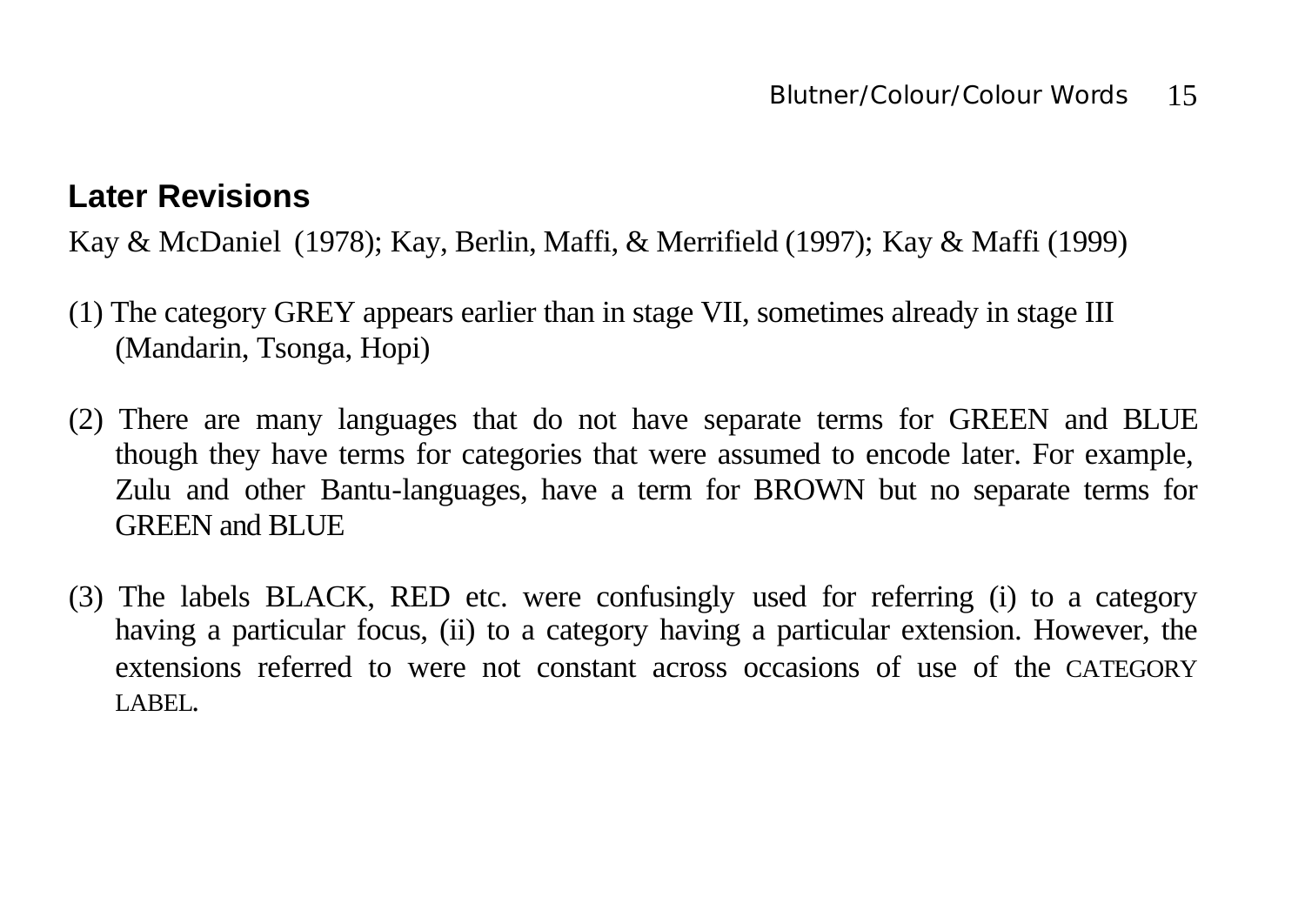## Later Revisions

Kay & McDaniel (1978); Kay, Berlin, Maffi, & Merrifield (1997); Kay & Maffi (1999)

(1) The category GREY appears earlier than in stage VII, sometimes already in stage III (Mandarin, Tsonga, Hopi)

(2) There are many languages that do not have separate terms for GREEN and BLUE though they have terms for categories that were assumed to encode later. For example, Zulu and other Bantu-languages, have a term for BROWN but no separate terms for GREEN and BLUE

(3) The labels BLACK, RED etc. were confusingly used for referring (i) to a category having a particular focus, (ii) to a category having a particular extension. However, the extensions referred to were not constant across occasions of use of the CATEGORY LABEL.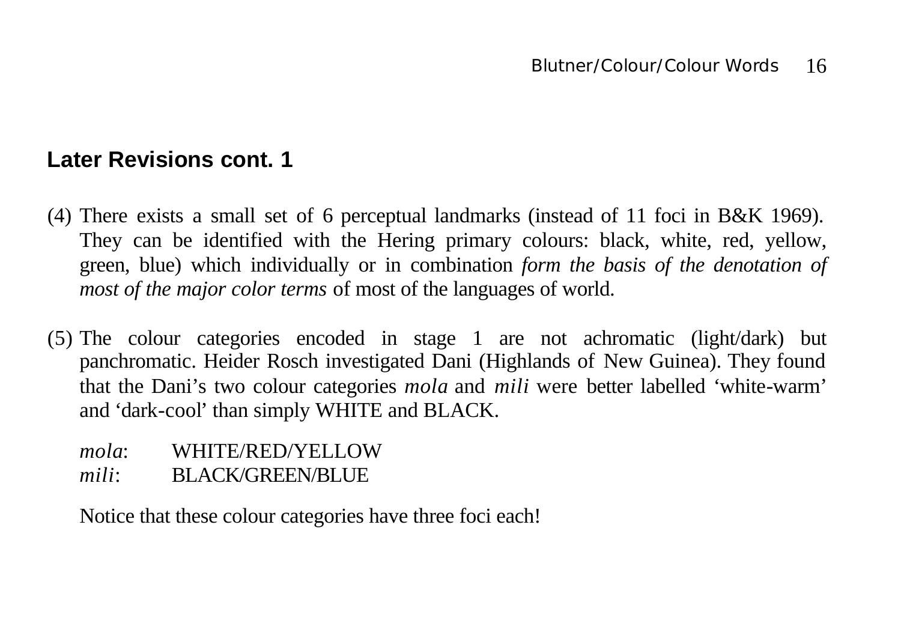## Later Revisions cont. 1

(4) There exists a small set of 6 perceptual landmarks (instead of 11 foci in B&K 1969). They can be identified with the Hering primary colours: black, white, red, yellow, green, blue) which individually or in combination *form the basis of the denotation of most of the major color terms* of most of the languages of world.

(5) The colour categories encoded in stage 1 are not achromatic (light/dark) but panchromatic. Heider Rosch investigated Dani (Highlands of New Guinea). They found that the Dani's two colour categories *mola* and *mili* were better labelled 'white-warm' and 'dark-cool' than simply WHITE and BLACK.

*mola*: WHITE/RED/YELLOW
*mili*: BLACK/GREEN/BLUE

Notice that these colour categories have three foci each!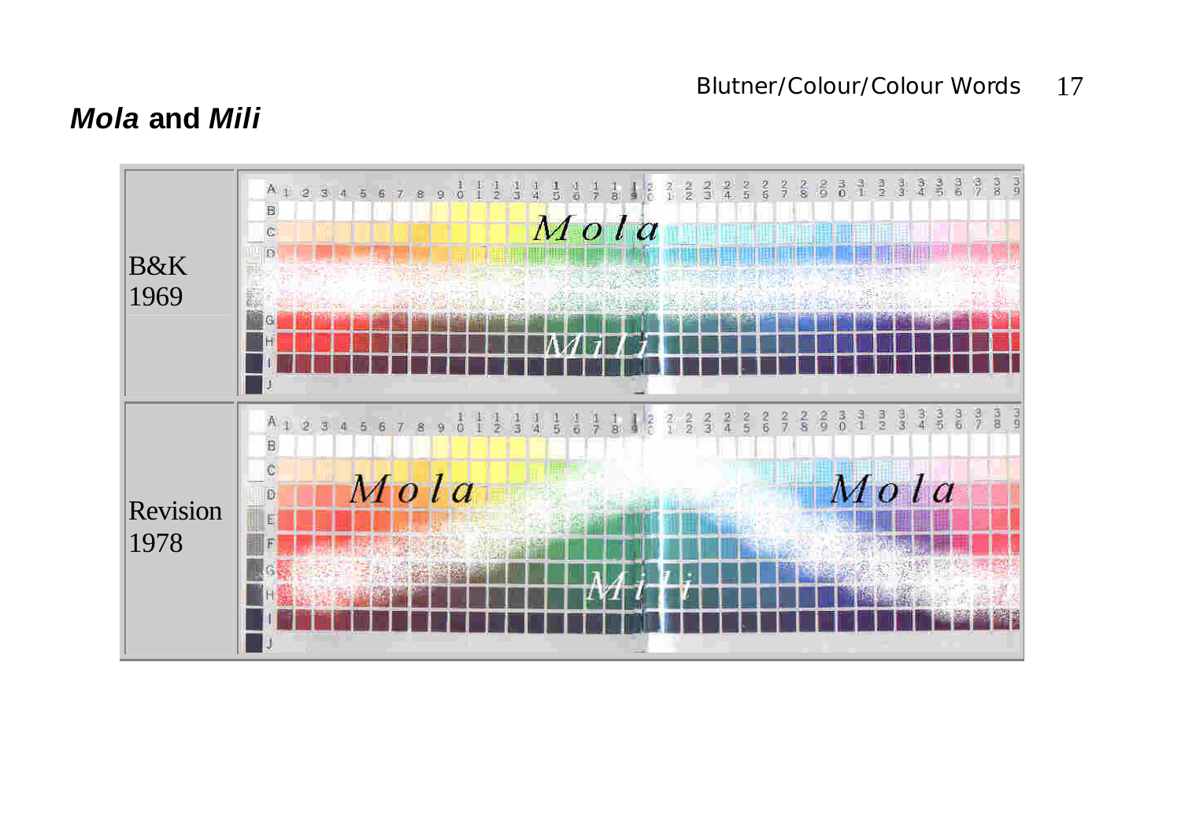## *Mola* and *Mili*

| | |
|---|---|
| B&K 1969 | |
| Revision 1978 | |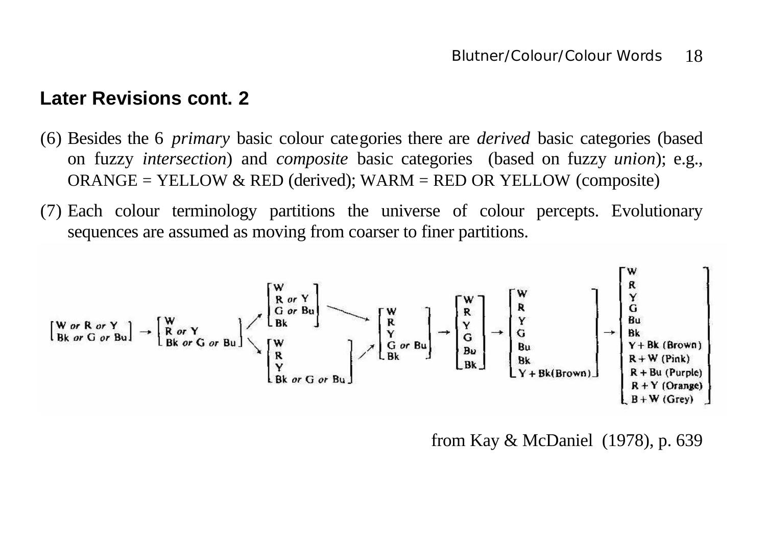## Later Revisions cont. 2

(6) Besides the 6 *primary* basic colour categories there are *derived* basic categories (based on fuzzy *intersection*) and *composite* basic categories (based on fuzzy *union*); e.g., ORANGE = YELLOW & RED (derived); WARM = RED OR YELLOW (composite)

(7) Each colour terminology partitions the universe of colour percepts. Evolutionary sequences are assumed as moving from coarser to finer partitions.

$$\begin{bmatrix} \text{W or R or Y} \\ \text{Bk or G or Bu} \end{bmatrix} \rightarrow \begin{bmatrix} \text{W} \\ \text{R or Y} \\ \text{Bk or G or Bu} \end{bmatrix} \rightarrow \begin{cases} \begin{bmatrix} \text{W} \\ \text{R or Y} \\ \text{G or Bu} \\ \text{Bk} \end{bmatrix} \\ \begin{bmatrix} \text{W} \\ \text{R} \\ \text{Y} \\ \text{Bk or G or Bu} \end{bmatrix} \end{cases} \rightarrow \begin{bmatrix} \text{W} \\ \text{R} \\ \text{Y} \\ \text{G or Bu} \\ \text{Bk} \end{bmatrix} \rightarrow \begin{bmatrix} \text{W} \\ \text{R} \\ \text{Y} \\ \text{G} \\ \text{Bu} \\ \text{Bk} \end{bmatrix} \rightarrow \begin{bmatrix} \text{W} \\ \text{R} \\ \text{Y} \\ \text{G} \\ \text{Bu} \\ \text{Bk} \\ \text{Y + Bk(Brown)} \end{bmatrix} \rightarrow \begin{bmatrix} \text{W} \\ \text{R} \\ \text{Y} \\ \text{G} \\ \text{Bu} \\ \text{Bk} \\ \text{Y + Bk (Brown)} \\ \text{R + W (Pink)} \\ \text{R + Bu (Purple)} \\ \text{R + Y (Orange)} \\ \text{B + W (Grey)} \end{bmatrix}$$

from Kay & McDaniel (1978), p. 639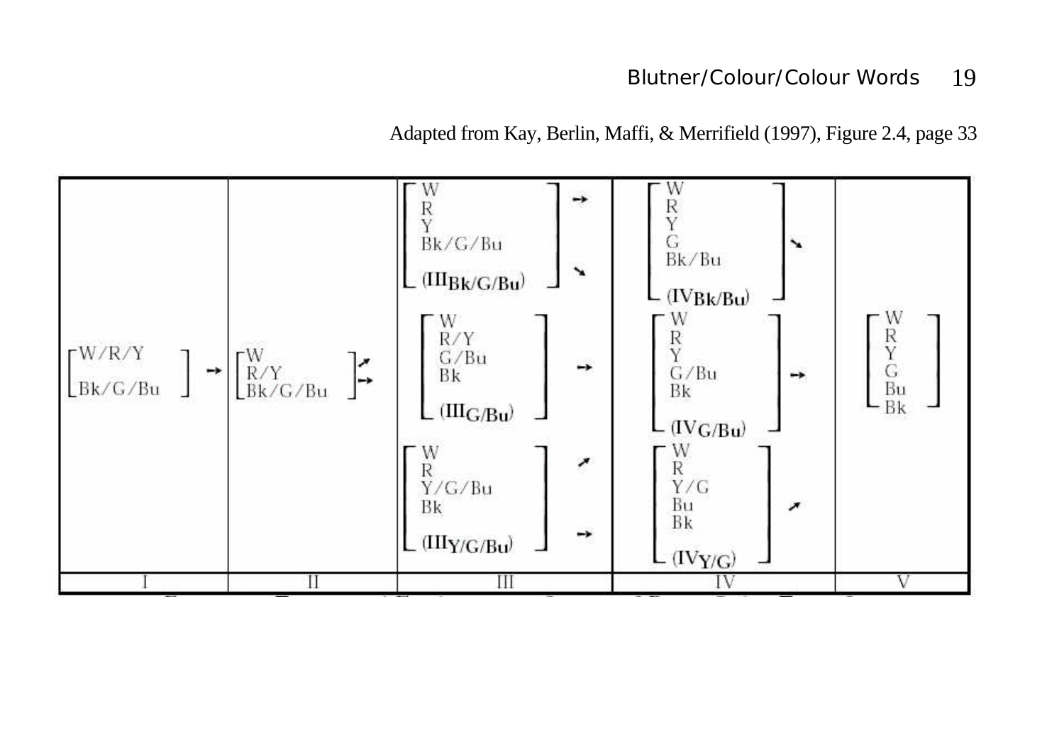Adapted from Kay, Berlin, Maffi, & Merrifield (1997), Figure 2.4, page 33

| I | II | III | IV | V |
|---|---|---|---|---|
| [W/R/Y, Bk/G/Bu] → | [W, R/Y, Bk/G/Bu] ↗ → | [W, R, Y, Bk/G/Bu] (III Bk/G/Bu) → ↘ | [W, R, Y, G, Bk/Bu] (IV Bk/Bu) ↘ | [W, R, Y, G, Bu, Bk] |
| | | [W, R/Y, G/Bu, Bk] (III G/Bu) → | [W, R, Y, G/Bu, Bk] (IV G/Bu) → | |
| | | [W, R, Y/G/Bu, Bk] (III Y/G/Bu) ↗ → | [W, R, Y/G, Bu, Bk] (IV Y/G) ↗ | |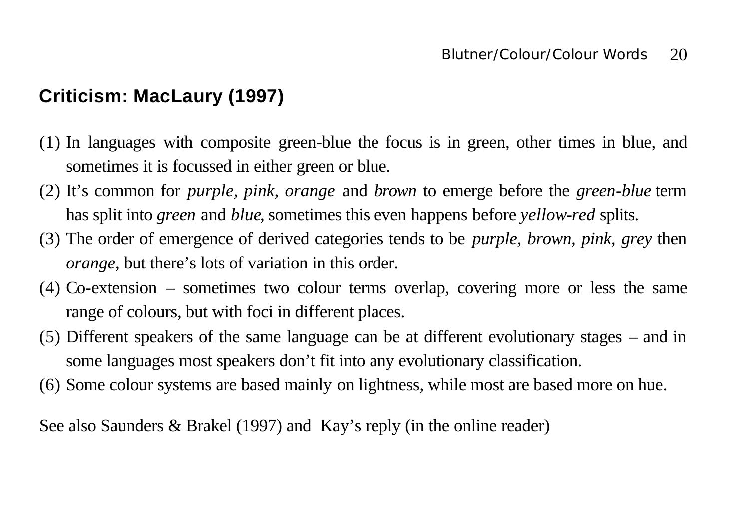## Criticism: MacLaury (1997)

(1) In languages with composite green-blue the focus is in green, other times in blue, and sometimes it is focussed in either green or blue.

(2) It's common for *purple, pink, orange* and *brown* to emerge before the *green-blue* term has split into *green* and *blue*, sometimes this even happens before *yellow-red* splits.

(3) The order of emergence of derived categories tends to be *purple, brown, pink, grey* then *orange*, but there's lots of variation in this order.

(4) Co-extension – sometimes two colour terms overlap, covering more or less the same range of colours, but with foci in different places.

(5) Different speakers of the same language can be at different evolutionary stages – and in some languages most speakers don't fit into any evolutionary classification.

(6) Some colour systems are based mainly on lightness, while most are based more on hue.

See also Saunders & Brakel (1997) and Kay's reply (in the online reader)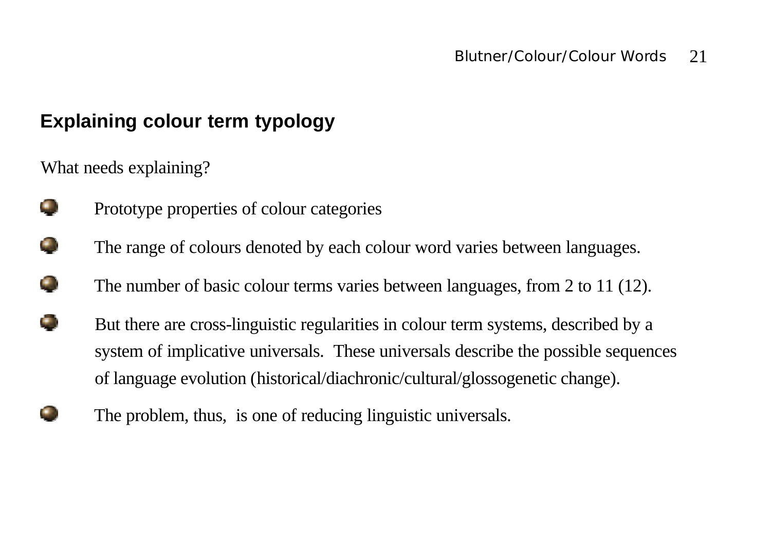## Explaining colour term typology

What needs explaining?

- Prototype properties of colour categories
- The range of colours denoted by each colour word varies between languages.
- The number of basic colour terms varies between languages, from 2 to 11 (12).
- But there are cross-linguistic regularities in colour term systems, described by a system of implicative universals. These universals describe the possible sequences of language evolution (historical/diachronic/cultural/glossogenetic change).
- The problem, thus, is one of reducing linguistic universals.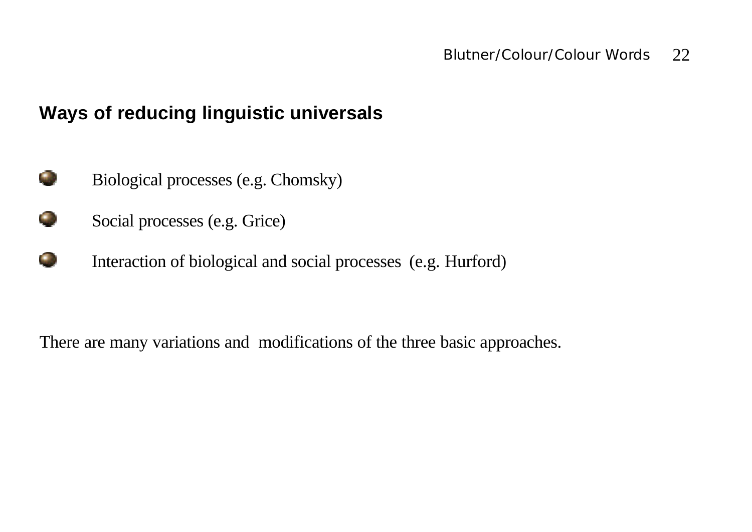## Ways of reducing linguistic universals

- Biological processes (e.g. Chomsky)
- Social processes (e.g. Grice)
- Interaction of biological and social processes (e.g. Hurford)

There are many variations and modifications of the three basic approaches.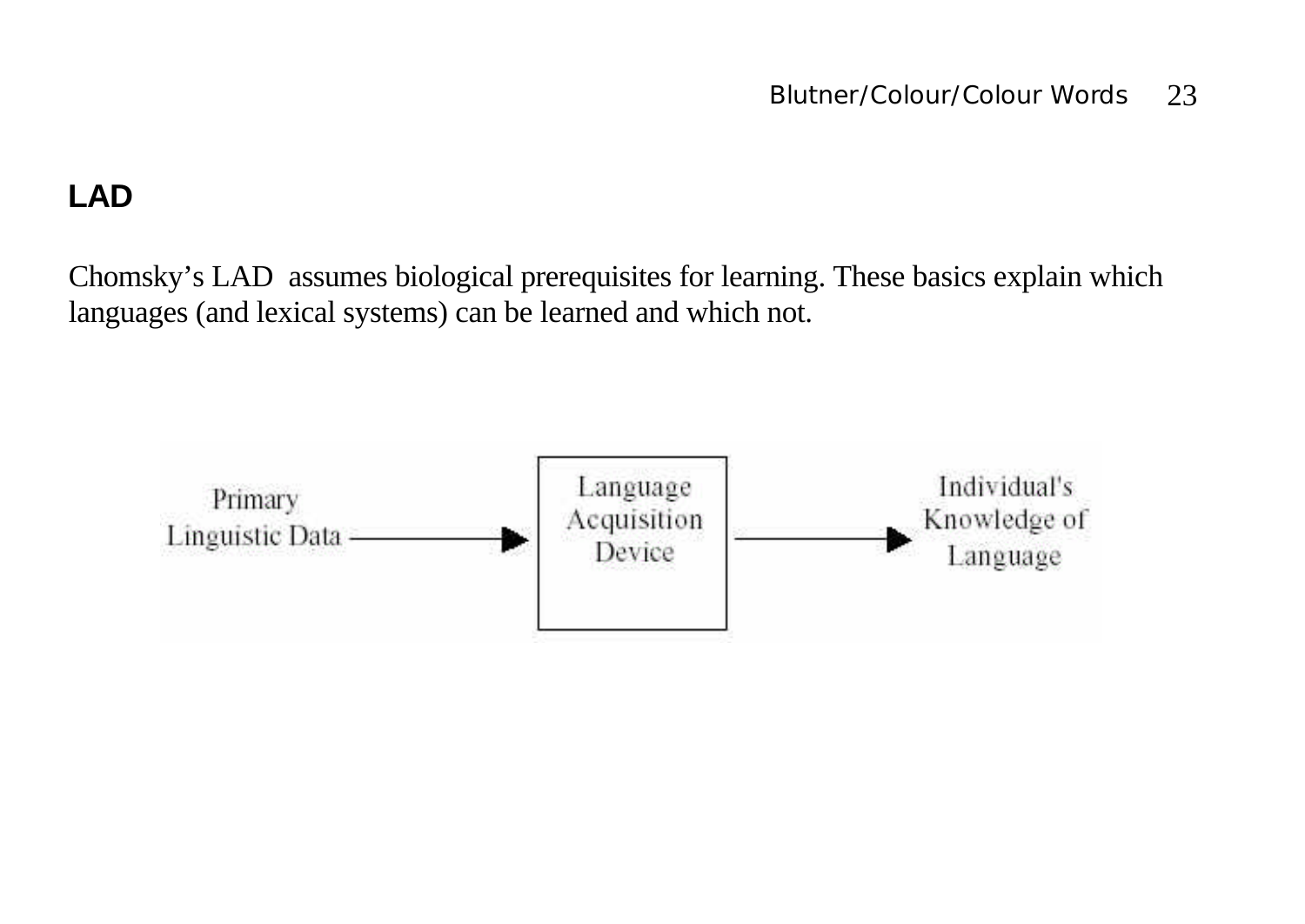## LAD

Chomsky's LAD assumes biological prerequisites for learning. These basics explain which languages (and lexical systems) can be learned and which not.

Primary Linguistic Data → Language Acquisition Device → Individual's Knowledge of Language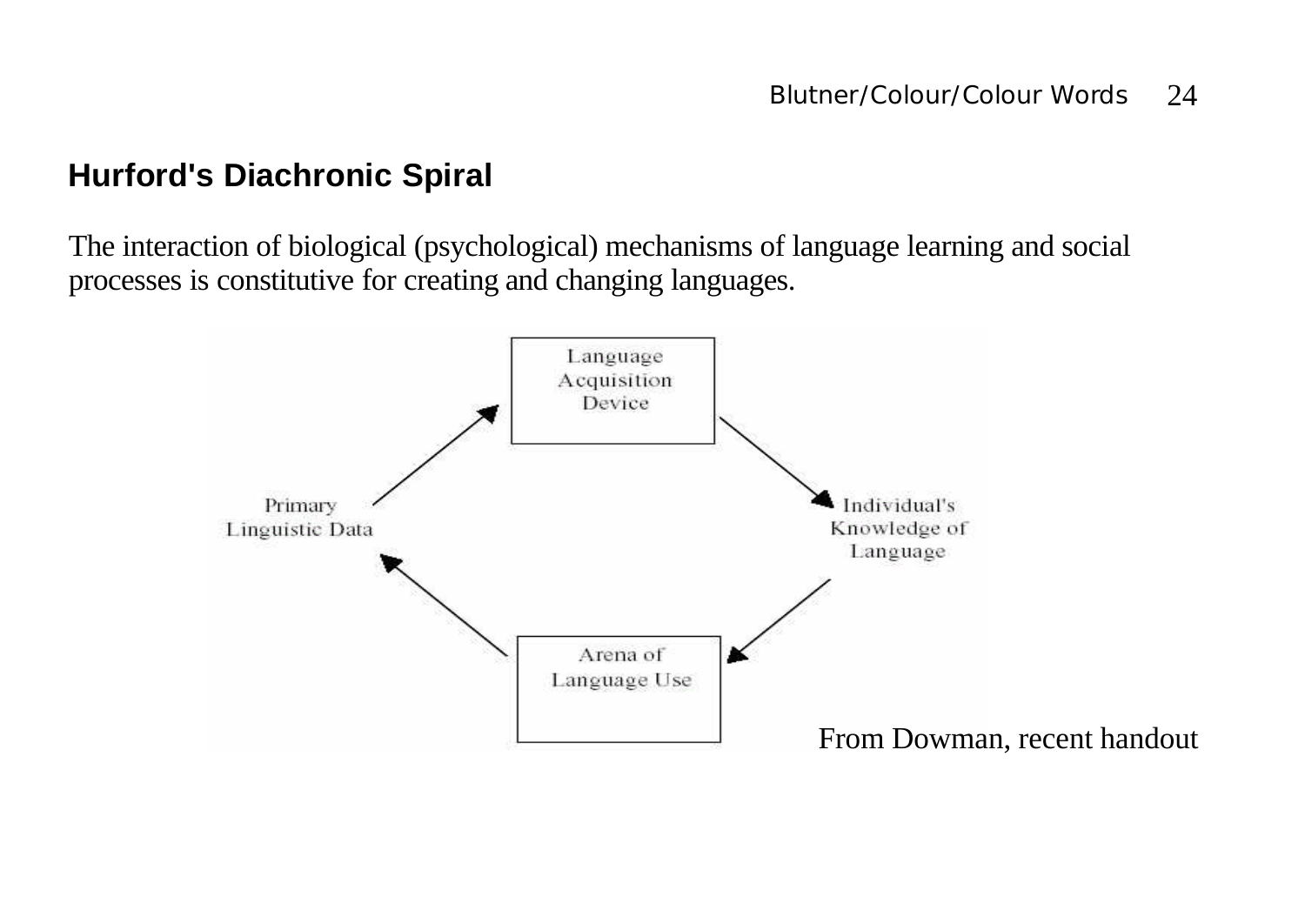## Hurford's Diachronic Spiral

The interaction of biological (psychological) mechanisms of language learning and social processes is constitutive for creating and changing languages.

Language Acquisition Device

Individual's Knowledge of Language

Arena of Language Use

Primary Linguistic Data

From Dowman, recent handout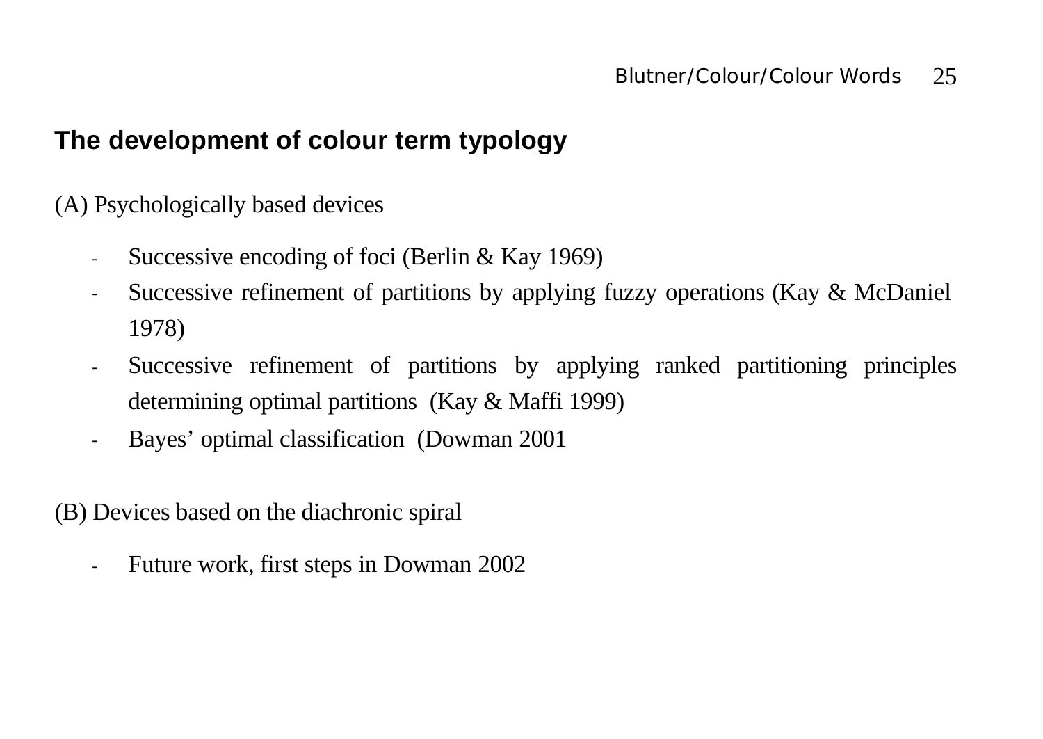## The development of colour term typology

(A) Psychologically based devices

- Successive encoding of foci (Berlin & Kay 1969)
- Successive refinement of partitions by applying fuzzy operations (Kay & McDaniel 1978)
- Successive refinement of partitions by applying ranked partitioning principles determining optimal partitions (Kay & Maffi 1999)
- Bayes' optimal classification (Dowman 2001

(B) Devices based on the diachronic spiral

- Future work, first steps in Dowman 2002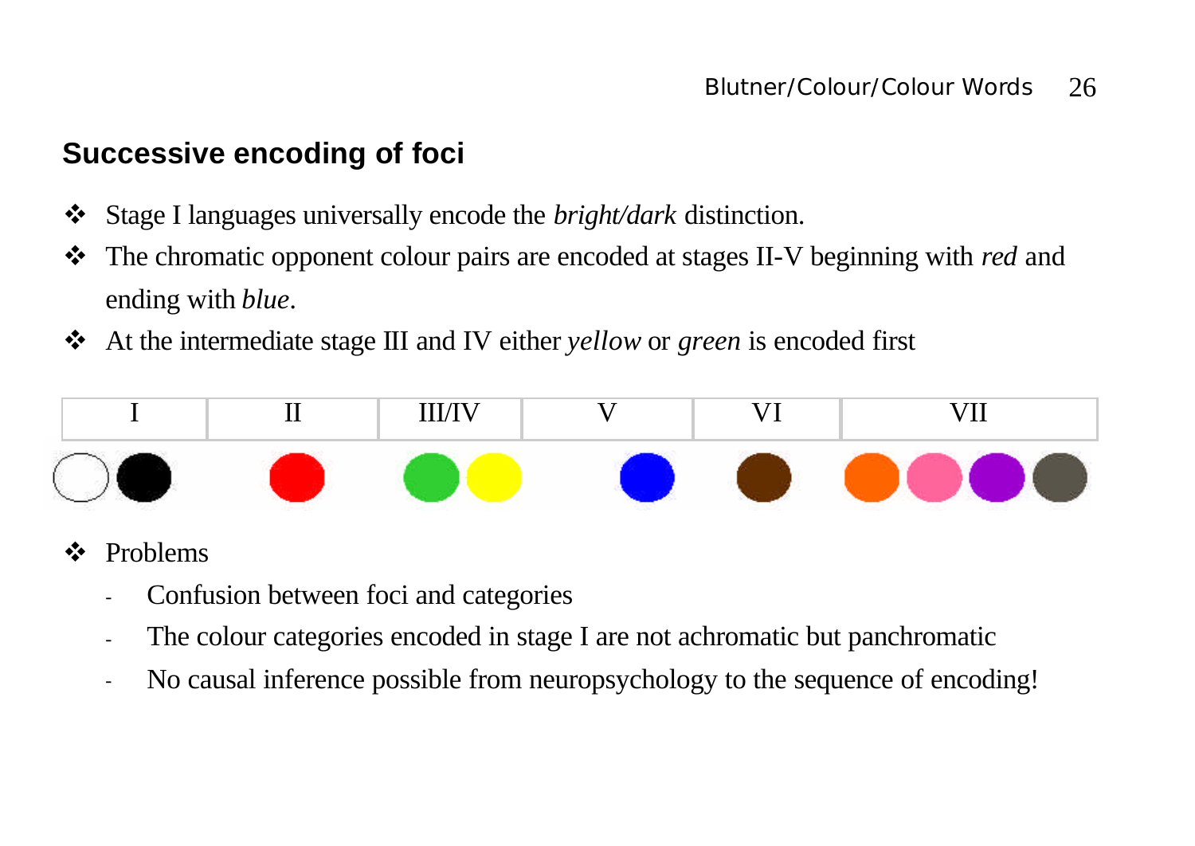## Successive encoding of foci

- Stage I languages universally encode the *bright/dark* distinction.
- The chromatic opponent colour pairs are encoded at stages II-V beginning with *red* and ending with *blue*.
- At the intermediate stage III and IV either *yellow* or *green* is encoded first

| I | II | III/IV | V | VI | VII |
|---|---|---|---|---|---|

- Problems
  - Confusion between foci and categories
  - The colour categories encoded in stage I are not achromatic but panchromatic
  - No causal inference possible from neuropsychology to the sequence of encoding!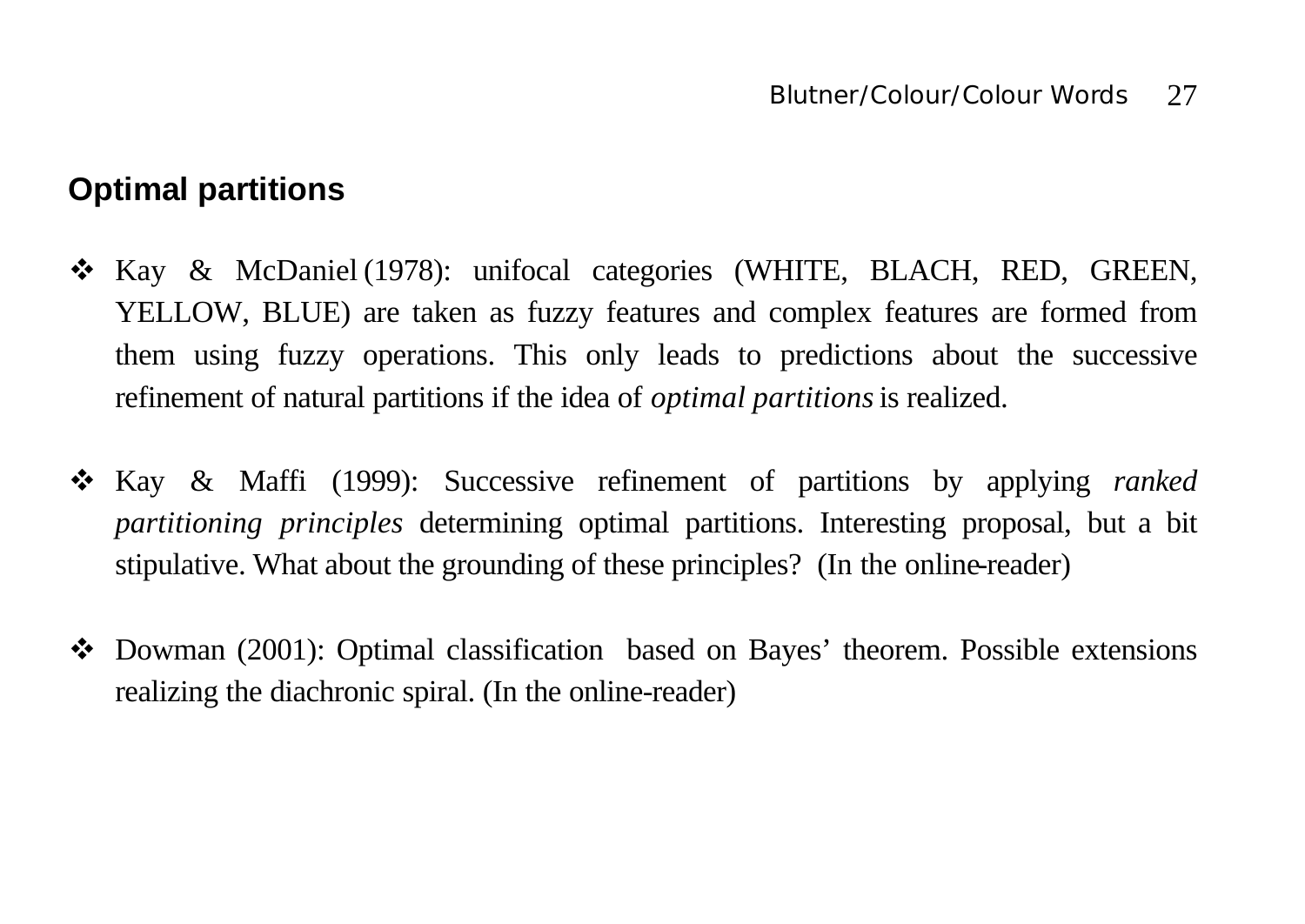## Optimal partitions

- Kay & McDaniel (1978): unifocal categories (WHITE, BLACH, RED, GREEN, YELLOW, BLUE) are taken as fuzzy features and complex features are formed from them using fuzzy operations. This only leads to predictions about the successive refinement of natural partitions if the idea of *optimal partitions* is realized.

- Kay & Maffi (1999): Successive refinement of partitions by applying *ranked partitioning principles* determining optimal partitions. Interesting proposal, but a bit stipulative. What about the grounding of these principles? (In the online-reader)

- Dowman (2001): Optimal classification based on Bayes' theorem. Possible extensions realizing the diachronic spiral. (In the online-reader)